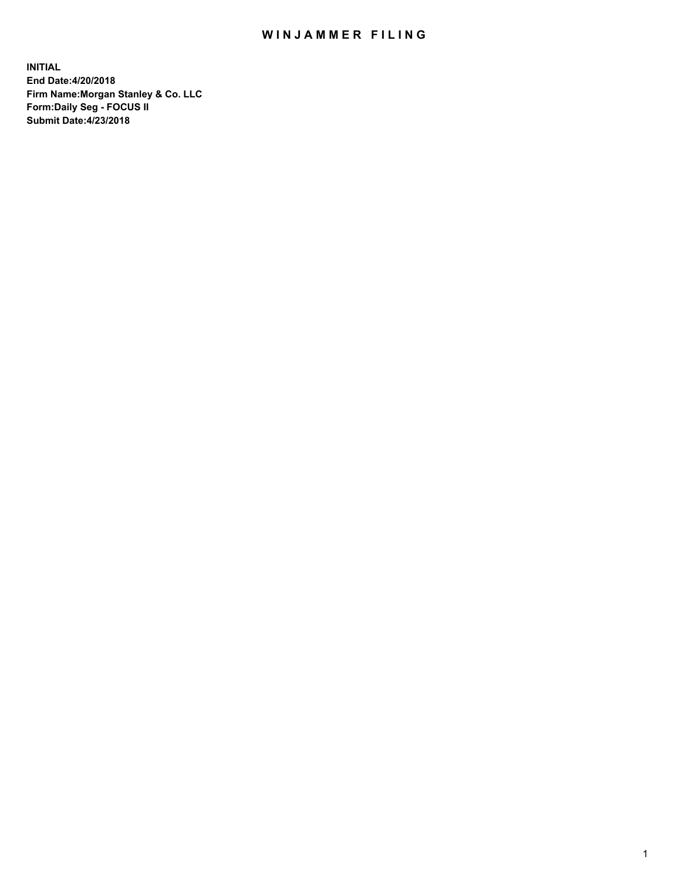# WINJAMMER FILING

**INITIAL**
**End Date:4/20/2018**
**Firm Name:Morgan Stanley & Co. LLC**
**Form:Daily Seg - FOCUS II**
**Submit Date:4/23/2018**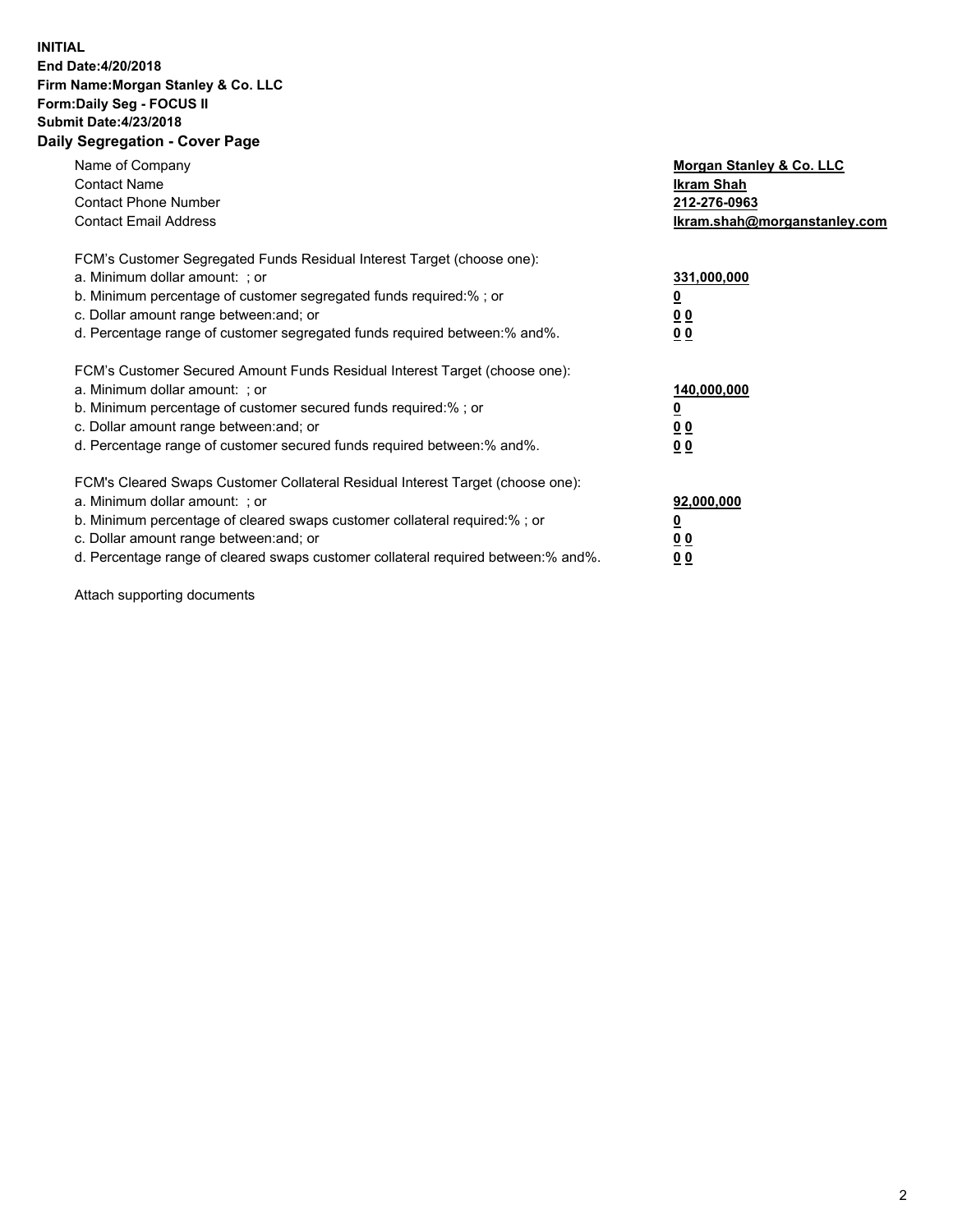**INITIAL**
**End Date:4/20/2018**
**Firm Name:Morgan Stanley & Co. LLC**
**Form:Daily Seg - FOCUS II**
**Submit Date:4/23/2018**

## Daily Segregation - Cover Page

| | |
|---|---|
| Name of Company | **Morgan Stanley & Co. LLC** |
| Contact Name | **Ikram Shah** |
| Contact Phone Number | **212-276-0963** |
| Contact Email Address | **Ikram.shah@morganstanley.com** |

FCM's Customer Segregated Funds Residual Interest Target (choose one):

| | |
|---|---|
| a. Minimum dollar amount: ; or | **331,000,000** |
| b. Minimum percentage of customer segregated funds required:% ; or | **0** |
| c. Dollar amount range between:and; or | **0 0** |
| d. Percentage range of customer segregated funds required between:% and%. | **0 0** |

FCM's Customer Secured Amount Funds Residual Interest Target (choose one):

| | |
|---|---|
| a. Minimum dollar amount: ; or | **140,000,000** |
| b. Minimum percentage of customer secured funds required:% ; or | **0** |
| c. Dollar amount range between:and; or | **0 0** |
| d. Percentage range of customer secured funds required between:% and%. | **0 0** |

FCM's Cleared Swaps Customer Collateral Residual Interest Target (choose one):

| | |
|---|---|
| a. Minimum dollar amount: ; or | **92,000,000** |
| b. Minimum percentage of cleared swaps customer collateral required:% ; or | **0** |
| c. Dollar amount range between:and; or | **0 0** |
| d. Percentage range of cleared swaps customer collateral required between:% and%. | **0 0** |

Attach supporting documents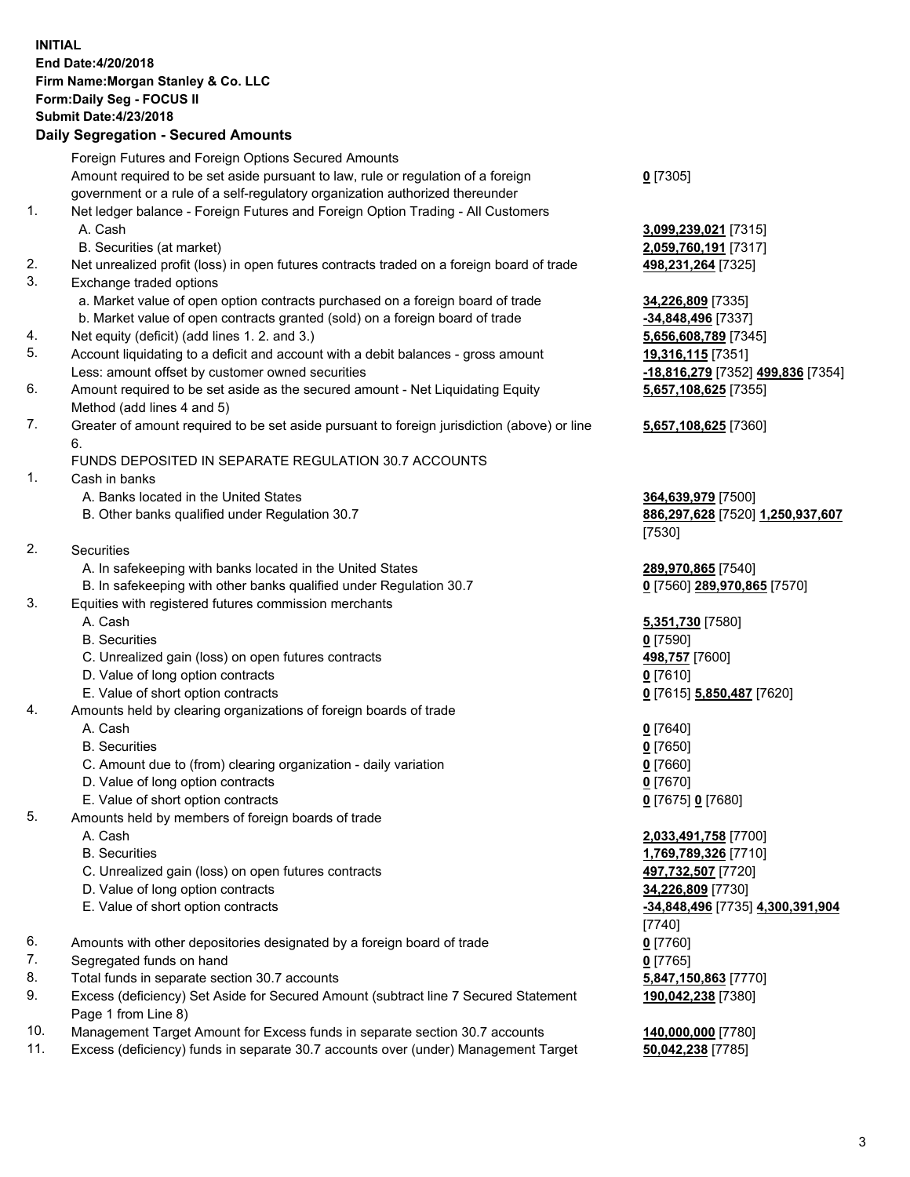**INITIAL**
**End Date:4/20/2018**
**Firm Name:Morgan Stanley & Co. LLC**
**Form:Daily Seg - FOCUS II**
**Submit Date:4/23/2018**

**Daily Segregation - Secured Amounts**

| | | |
|---|---|---|
| | Foreign Futures and Foreign Options Secured Amounts | |
| | Amount required to be set aside pursuant to law, rule or regulation of a foreign government or a rule of a self-regulatory organization authorized thereunder | **0** [7305] |
| 1. | Net ledger balance - Foreign Futures and Foreign Option Trading - All Customers | |
| | A. Cash | **3,099,239,021** [7315] |
| | B. Securities (at market) | **2,059,760,191** [7317] |
| 2. | Net unrealized profit (loss) in open futures contracts traded on a foreign board of trade | **498,231,264** [7325] |
| 3. | Exchange traded options | |
| | a. Market value of open option contracts purchased on a foreign board of trade | **34,226,809** [7335] |
| | b. Market value of open contracts granted (sold) on a foreign board of trade | **-34,848,496** [7337] |
| 4. | Net equity (deficit) (add lines 1. 2. and 3.) | **5,656,608,789** [7345] |
| 5. | Account liquidating to a deficit and account with a debit balances - gross amount | **19,316,115** [7351] |
| | Less: amount offset by customer owned securities | **-18,816,279** [7352] **499,836** [7354] |
| 6. | Amount required to be set aside as the secured amount - Net Liquidating Equity Method (add lines 4 and 5) | **5,657,108,625** [7355] |
| 7. | Greater of amount required to be set aside pursuant to foreign jurisdiction (above) or line 6. | **5,657,108,625** [7360] |
| | FUNDS DEPOSITED IN SEPARATE REGULATION 30.7 ACCOUNTS | |
| 1. | Cash in banks | |
| | A. Banks located in the United States | **364,639,979** [7500] |
| | B. Other banks qualified under Regulation 30.7 | **886,297,628** [7520] **1,250,937,607** [7530] |
| 2. | Securities | |
| | A. In safekeeping with banks located in the United States | **289,970,865** [7540] |
| | B. In safekeeping with other banks qualified under Regulation 30.7 | **0** [7560] **289,970,865** [7570] |
| 3. | Equities with registered futures commission merchants | |
| | A. Cash | **5,351,730** [7580] |
| | B. Securities | **0** [7590] |
| | C. Unrealized gain (loss) on open futures contracts | **498,757** [7600] |
| | D. Value of long option contracts | **0** [7610] |
| | E. Value of short option contracts | **0** [7615] **5,850,487** [7620] |
| 4. | Amounts held by clearing organizations of foreign boards of trade | |
| | A. Cash | **0** [7640] |
| | B. Securities | **0** [7650] |
| | C. Amount due to (from) clearing organization - daily variation | **0** [7660] |
| | D. Value of long option contracts | **0** [7670] |
| | E. Value of short option contracts | **0** [7675] **0** [7680] |
| 5. | Amounts held by members of foreign boards of trade | |
| | A. Cash | **2,033,491,758** [7700] |
| | B. Securities | **1,769,789,326** [7710] |
| | C. Unrealized gain (loss) on open futures contracts | **497,732,507** [7720] |
| | D. Value of long option contracts | **34,226,809** [7730] |
| | E. Value of short option contracts | **-34,848,496** [7735] **4,300,391,904** [7740] |
| 6. | Amounts with other depositories designated by a foreign board of trade | **0** [7760] |
| 7. | Segregated funds on hand | **0** [7765] |
| 8. | Total funds in separate section 30.7 accounts | **5,847,150,863** [7770] |
| 9. | Excess (deficiency) Set Aside for Secured Amount (subtract line 7 Secured Statement Page 1 from Line 8) | **190,042,238** [7380] |
| 10. | Management Target Amount for Excess funds in separate section 30.7 accounts | **140,000,000** [7780] |
| 11. | Excess (deficiency) funds in separate 30.7 accounts over (under) Management Target | **50,042,238** [7785] |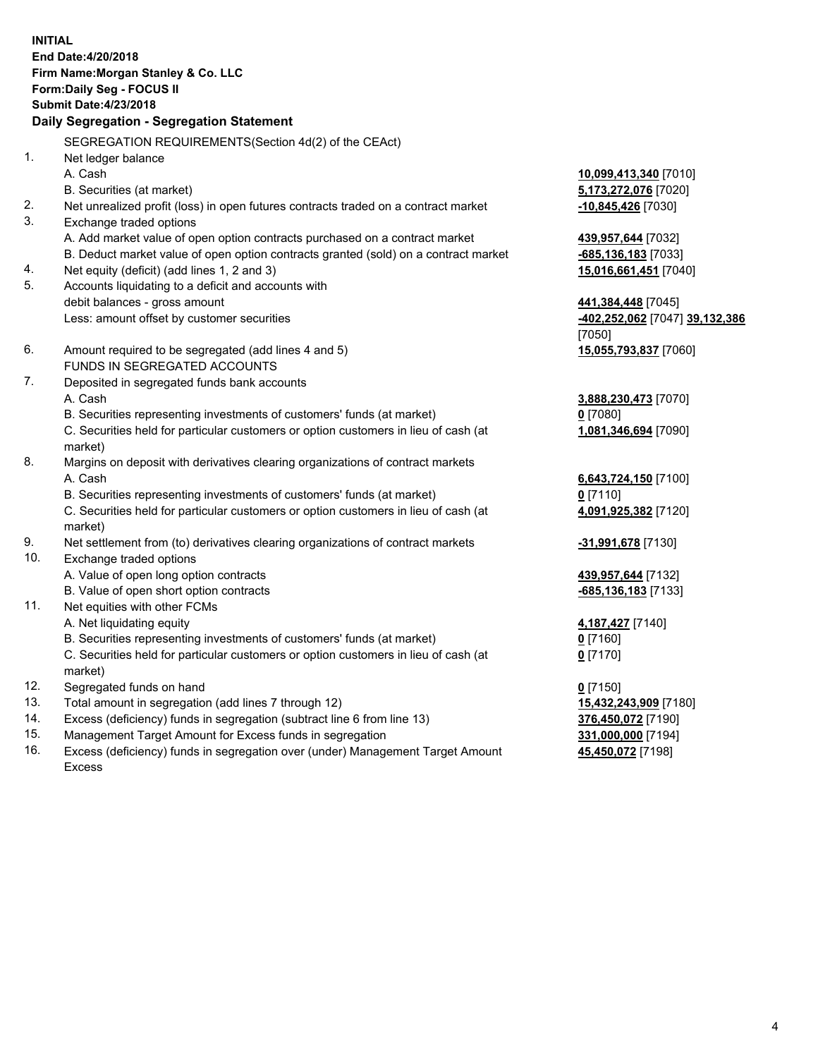**INITIAL**
**End Date:4/20/2018**
**Firm Name:Morgan Stanley & Co. LLC**
**Form:Daily Seg - FOCUS II**
**Submit Date:4/23/2018**
**Daily Segregation - Segregation Statement**

SEGREGATION REQUIREMENTS(Section 4d(2) of the CEAct)

| | | |
|---|---|---|
| 1. | Net ledger balance | |
| | A. Cash | **10,099,413,340** [7010] |
| | B. Securities (at market) | **5,173,272,076** [7020] |
| 2. | Net unrealized profit (loss) in open futures contracts traded on a contract market | **-10,845,426** [7030] |
| 3. | Exchange traded options | |
| | A. Add market value of open option contracts purchased on a contract market | **439,957,644** [7032] |
| | B. Deduct market value of open option contracts granted (sold) on a contract market | **-685,136,183** [7033] |
| 4. | Net equity (deficit) (add lines 1, 2 and 3) | **15,016,661,451** [7040] |
| 5. | Accounts liquidating to a deficit and accounts with debit balances - gross amount | **441,384,448** [7045] |
| | Less: amount offset by customer securities | **-402,252,062** [7047] **39,132,386** [7050] |
| 6. | Amount required to be segregated (add lines 4 and 5) | **15,055,793,837** [7060] |
| | FUNDS IN SEGREGATED ACCOUNTS | |
| 7. | Deposited in segregated funds bank accounts | |
| | A. Cash | **3,888,230,473** [7070] |
| | B. Securities representing investments of customers' funds (at market) | **0** [7080] |
| | C. Securities held for particular customers or option customers in lieu of cash (at market) | **1,081,346,694** [7090] |
| 8. | Margins on deposit with derivatives clearing organizations of contract markets | |
| | A. Cash | **6,643,724,150** [7100] |
| | B. Securities representing investments of customers' funds (at market) | **0** [7110] |
| | C. Securities held for particular customers or option customers in lieu of cash (at market) | **4,091,925,382** [7120] |
| 9. | Net settlement from (to) derivatives clearing organizations of contract markets | **-31,991,678** [7130] |
| 10. | Exchange traded options | |
| | A. Value of open long option contracts | **439,957,644** [7132] |
| | B. Value of open short option contracts | **-685,136,183** [7133] |
| 11. | Net equities with other FCMs | |
| | A. Net liquidating equity | **4,187,427** [7140] |
| | B. Securities representing investments of customers' funds (at market) | **0** [7160] |
| | C. Securities held for particular customers or option customers in lieu of cash (at market) | **0** [7170] |
| 12. | Segregated funds on hand | **0** [7150] |
| 13. | Total amount in segregation (add lines 7 through 12) | **15,432,243,909** [7180] |
| 14. | Excess (deficiency) funds in segregation (subtract line 6 from line 13) | **376,450,072** [7190] |
| 15. | Management Target Amount for Excess funds in segregation | **331,000,000** [7194] |
| 16. | Excess (deficiency) funds in segregation over (under) Management Target Amount Excess | **45,450,072** [7198] |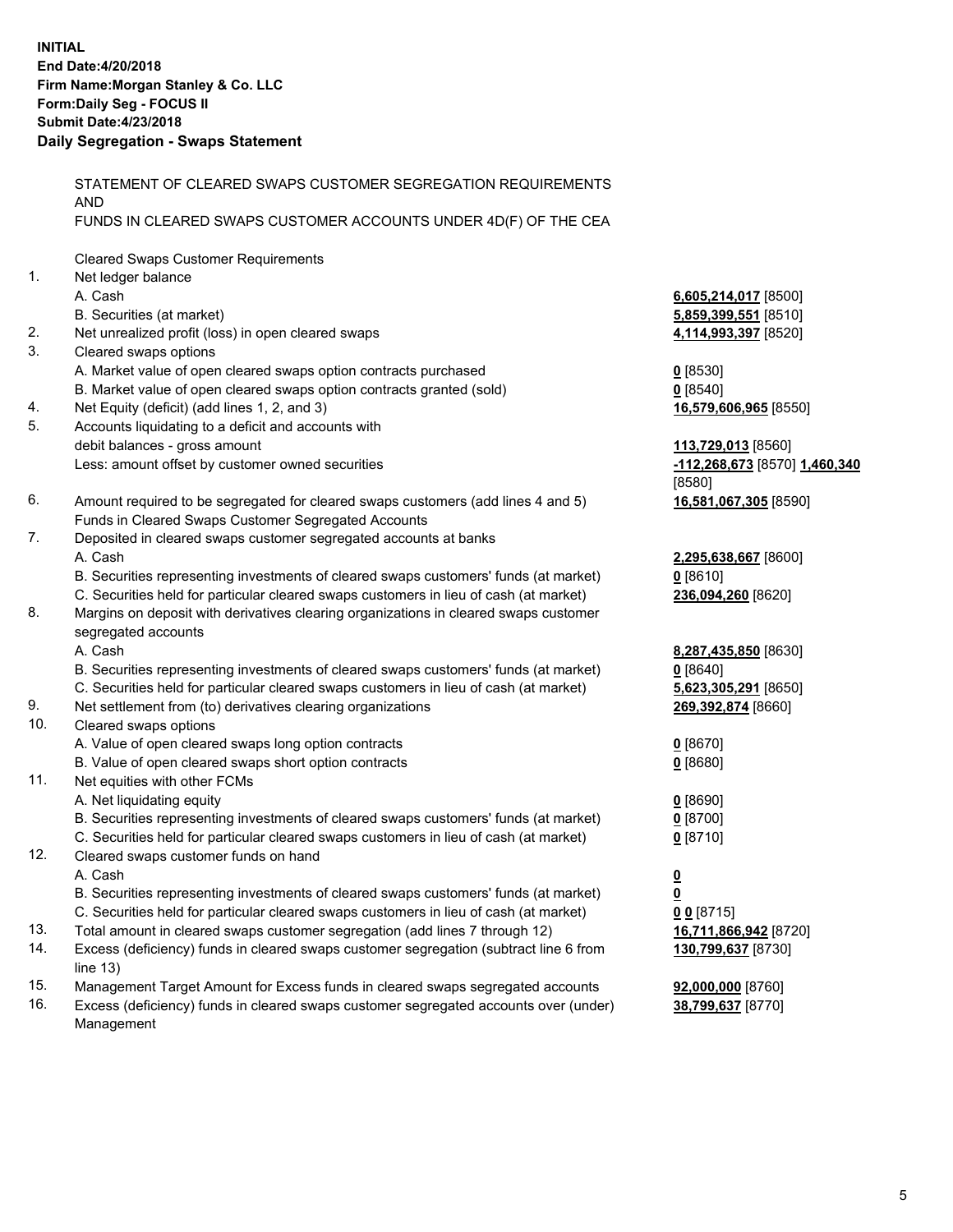**INITIAL**
**End Date:4/20/2018**
**Firm Name:Morgan Stanley & Co. LLC**
**Form:Daily Seg - FOCUS II**
**Submit Date:4/23/2018**
**Daily Segregation - Swaps Statement**

STATEMENT OF CLEARED SWAPS CUSTOMER SEGREGATION REQUIREMENTS AND FUNDS IN CLEARED SWAPS CUSTOMER ACCOUNTS UNDER 4D(F) OF THE CEA

| | | |
|---|---|---|
| | Cleared Swaps Customer Requirements | |
| 1. | Net ledger balance | |
| | A. Cash | **6,605,214,017** [8500] |
| | B. Securities (at market) | **5,859,399,551** [8510] |
| 2. | Net unrealized profit (loss) in open cleared swaps | **4,114,993,397** [8520] |
| 3. | Cleared swaps options | |
| | A. Market value of open cleared swaps option contracts purchased | **0** [8530] |
| | B. Market value of open cleared swaps option contracts granted (sold) | **0** [8540] |
| 4. | Net Equity (deficit) (add lines 1, 2, and 3) | **16,579,606,965** [8550] |
| 5. | Accounts liquidating to a deficit and accounts with debit balances - gross amount | **113,729,013** [8560] |
| | Less: amount offset by customer owned securities | **-112,268,673** [8570] **1,460,340** [8580] |
| 6. | Amount required to be segregated for cleared swaps customers (add lines 4 and 5) | **16,581,067,305** [8590] |
| | Funds in Cleared Swaps Customer Segregated Accounts | |
| 7. | Deposited in cleared swaps customer segregated accounts at banks | |
| | A. Cash | **2,295,638,667** [8600] |
| | B. Securities representing investments of cleared swaps customers' funds (at market) | **0** [8610] |
| | C. Securities held for particular cleared swaps customers in lieu of cash (at market) | **236,094,260** [8620] |
| 8. | Margins on deposit with derivatives clearing organizations in cleared swaps customer segregated accounts | |
| | A. Cash | **8,287,435,850** [8630] |
| | B. Securities representing investments of cleared swaps customers' funds (at market) | **0** [8640] |
| | C. Securities held for particular cleared swaps customers in lieu of cash (at market) | **5,623,305,291** [8650] |
| 9. | Net settlement from (to) derivatives clearing organizations | **269,392,874** [8660] |
| 10. | Cleared swaps options | |
| | A. Value of open cleared swaps long option contracts | **0** [8670] |
| | B. Value of open cleared swaps short option contracts | **0** [8680] |
| 11. | Net equities with other FCMs | |
| | A. Net liquidating equity | **0** [8690] |
| | B. Securities representing investments of cleared swaps customers' funds (at market) | **0** [8700] |
| | C. Securities held for particular cleared swaps customers in lieu of cash (at market) | **0** [8710] |
| 12. | Cleared swaps customer funds on hand | |
| | A. Cash | **0** |
| | B. Securities representing investments of cleared swaps customers' funds (at market) | **0** |
| | C. Securities held for particular cleared swaps customers in lieu of cash (at market) | **0** **0** [8715] |
| 13. | Total amount in cleared swaps customer segregation (add lines 7 through 12) | **16,711,866,942** [8720] |
| 14. | Excess (deficiency) funds in cleared swaps customer segregation (subtract line 6 from line 13) | **130,799,637** [8730] |
| 15. | Management Target Amount for Excess funds in cleared swaps segregated accounts | **92,000,000** [8760] |
| 16. | Excess (deficiency) funds in cleared swaps customer segregated accounts over (under) Management | **38,799,637** [8770] |